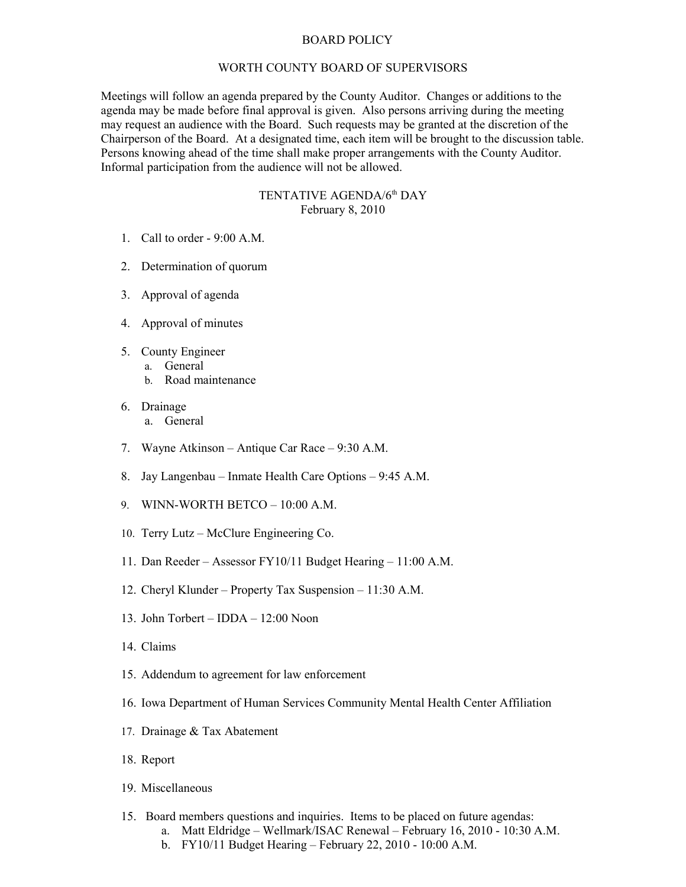# BOARD POLICY

## WORTH COUNTY BOARD OF SUPERVISORS

Meetings will follow an agenda prepared by the County Auditor. Changes or additions to the agenda may be made before final approval is given. Also persons arriving during the meeting may request an audience with the Board. Such requests may be granted at the discretion of the Chairperson of the Board. At a designated time, each item will be brought to the discussion table. Persons knowing ahead of the time shall make proper arrangements with the County Auditor. Informal participation from the audience will not be allowed.

### TENTATIVE AGENDA/6th DAY
February 8, 2010

1. Call to order - 9:00 A.M.
2. Determination of quorum
3. Approval of agenda
4. Approval of minutes
5. County Engineer
   a. General
   b. Road maintenance
6. Drainage
   a. General
7. Wayne Atkinson – Antique Car Race – 9:30 A.M.
8. Jay Langenbau – Inmate Health Care Options – 9:45 A.M.
9. WINN-WORTH BETCO – 10:00 A.M.
10. Terry Lutz – McClure Engineering Co.
11. Dan Reeder – Assessor FY10/11 Budget Hearing – 11:00 A.M.
12. Cheryl Klunder – Property Tax Suspension – 11:30 A.M.
13. John Torbert – IDDA – 12:00 Noon
14. Claims
15. Addendum to agreement for law enforcement
16. Iowa Department of Human Services Community Mental Health Center Affiliation
17. Drainage & Tax Abatement
18. Report
19. Miscellaneous

15. Board members questions and inquiries. Items to be placed on future agendas:
    a. Matt Eldridge – Wellmark/ISAC Renewal – February 16, 2010 - 10:30 A.M.
    b. FY10/11 Budget Hearing – February 22, 2010 - 10:00 A.M.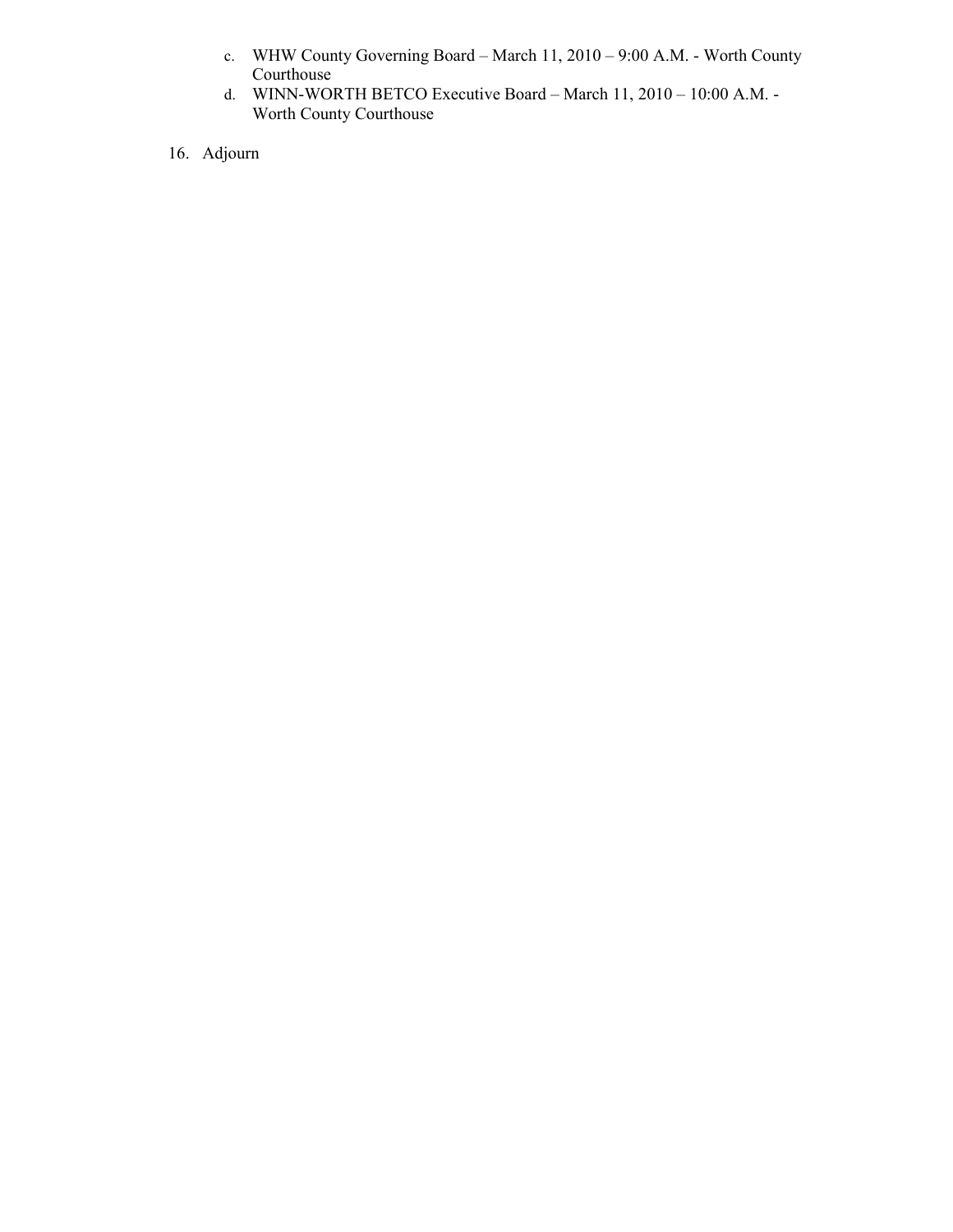c. WHW County Governing Board – March 11, 2010 – 9:00 A.M. - Worth County Courthouse
d. WINN-WORTH BETCO Executive Board – March 11, 2010 – 10:00 A.M. - Worth County Courthouse

16. Adjourn